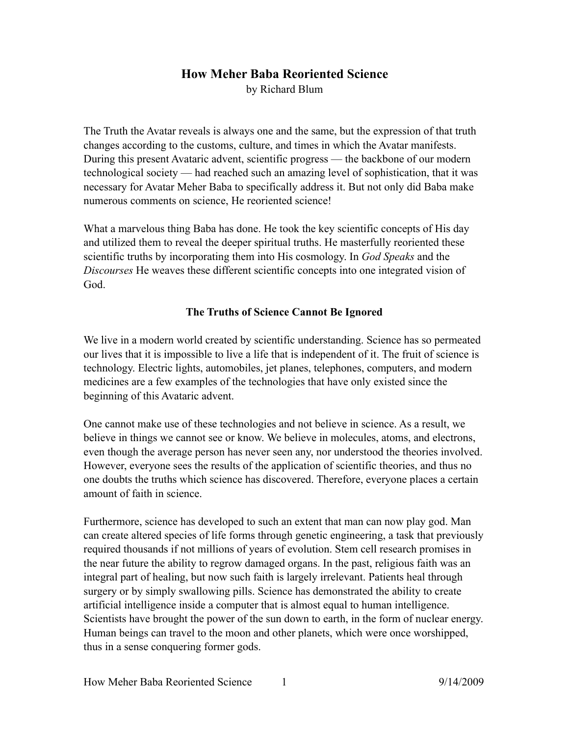# How Meher Baba Reoriented Science

by Richard Blum

The Truth the Avatar reveals is always one and the same, but the expression of that truth changes according to the customs, culture, and times in which the Avatar manifests. During this present Avataric advent, scientific progress — the backbone of our modern technological society — had reached such an amazing level of sophistication, that it was necessary for Avatar Meher Baba to specifically address it. But not only did Baba make numerous comments on science, He reoriented science!

What a marvelous thing Baba has done. He took the key scientific concepts of His day and utilized them to reveal the deeper spiritual truths. He masterfully reoriented these scientific truths by incorporating them into His cosmology. In *God Speaks* and the *Discourses* He weaves these different scientific concepts into one integrated vision of God.

## The Truths of Science Cannot Be Ignored

We live in a modern world created by scientific understanding. Science has so permeated our lives that it is impossible to live a life that is independent of it. The fruit of science is technology. Electric lights, automobiles, jet planes, telephones, computers, and modern medicines are a few examples of the technologies that have only existed since the beginning of this Avataric advent.

One cannot make use of these technologies and not believe in science. As a result, we believe in things we cannot see or know. We believe in molecules, atoms, and electrons, even though the average person has never seen any, nor understood the theories involved. However, everyone sees the results of the application of scientific theories, and thus no one doubts the truths which science has discovered. Therefore, everyone places a certain amount of faith in science.

Furthermore, science has developed to such an extent that man can now play god. Man can create altered species of life forms through genetic engineering, a task that previously required thousands if not millions of years of evolution. Stem cell research promises in the near future the ability to regrow damaged organs. In the past, religious faith was an integral part of healing, but now such faith is largely irrelevant. Patients heal through surgery or by simply swallowing pills. Science has demonstrated the ability to create artificial intelligence inside a computer that is almost equal to human intelligence. Scientists have brought the power of the sun down to earth, in the form of nuclear energy. Human beings can travel to the moon and other planets, which were once worshipped, thus in a sense conquering former gods.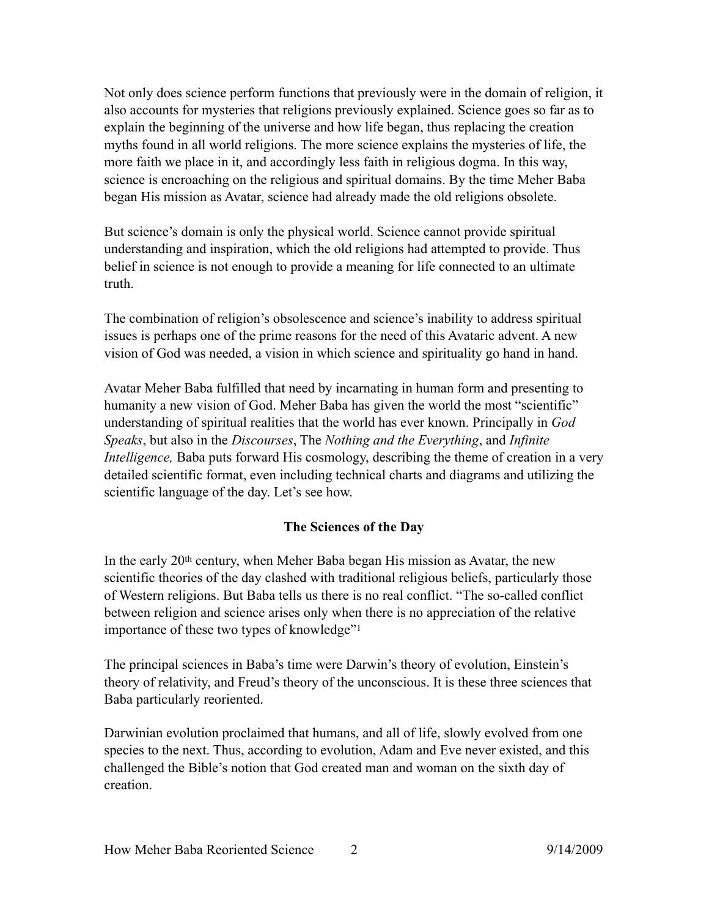Not only does science perform functions that previously were in the domain of religion, it also accounts for mysteries that religions previously explained. Science goes so far as to explain the beginning of the universe and how life began, thus replacing the creation myths found in all world religions. The more science explains the mysteries of life, the more faith we place in it, and accordingly less faith in religious dogma. In this way, science is encroaching on the religious and spiritual domains. By the time Meher Baba began His mission as Avatar, science had already made the old religions obsolete.

But science's domain is only the physical world. Science cannot provide spiritual understanding and inspiration, which the old religions had attempted to provide. Thus belief in science is not enough to provide a meaning for life connected to an ultimate truth.

The combination of religion's obsolescence and science's inability to address spiritual issues is perhaps one of the prime reasons for the need of this Avataric advent. A new vision of God was needed, a vision in which science and spirituality go hand in hand.

Avatar Meher Baba fulfilled that need by incarnating in human form and presenting to humanity a new vision of God. Meher Baba has given the world the most "scientific" understanding of spiritual realities that the world has ever known. Principally in *God Speaks*, but also in the *Discourses*, The *Nothing and the Everything*, and *Infinite Intelligence,* Baba puts forward His cosmology, describing the theme of creation in a very detailed scientific format, even including technical charts and diagrams and utilizing the scientific language of the day. Let's see how.

### The Sciences of the Day

In the early 20th century, when Meher Baba began His mission as Avatar, the new scientific theories of the day clashed with traditional religious beliefs, particularly those of Western religions. But Baba tells us there is no real conflict. "The so-called conflict between religion and science arises only when there is no appreciation of the relative importance of these two types of knowledge"[1]

The principal sciences in Baba's time were Darwin's theory of evolution, Einstein's theory of relativity, and Freud's theory of the unconscious. It is these three sciences that Baba particularly reoriented.

Darwinian evolution proclaimed that humans, and all of life, slowly evolved from one species to the next. Thus, according to evolution, Adam and Eve never existed, and this challenged the Bible's notion that God created man and woman on the sixth day of creation.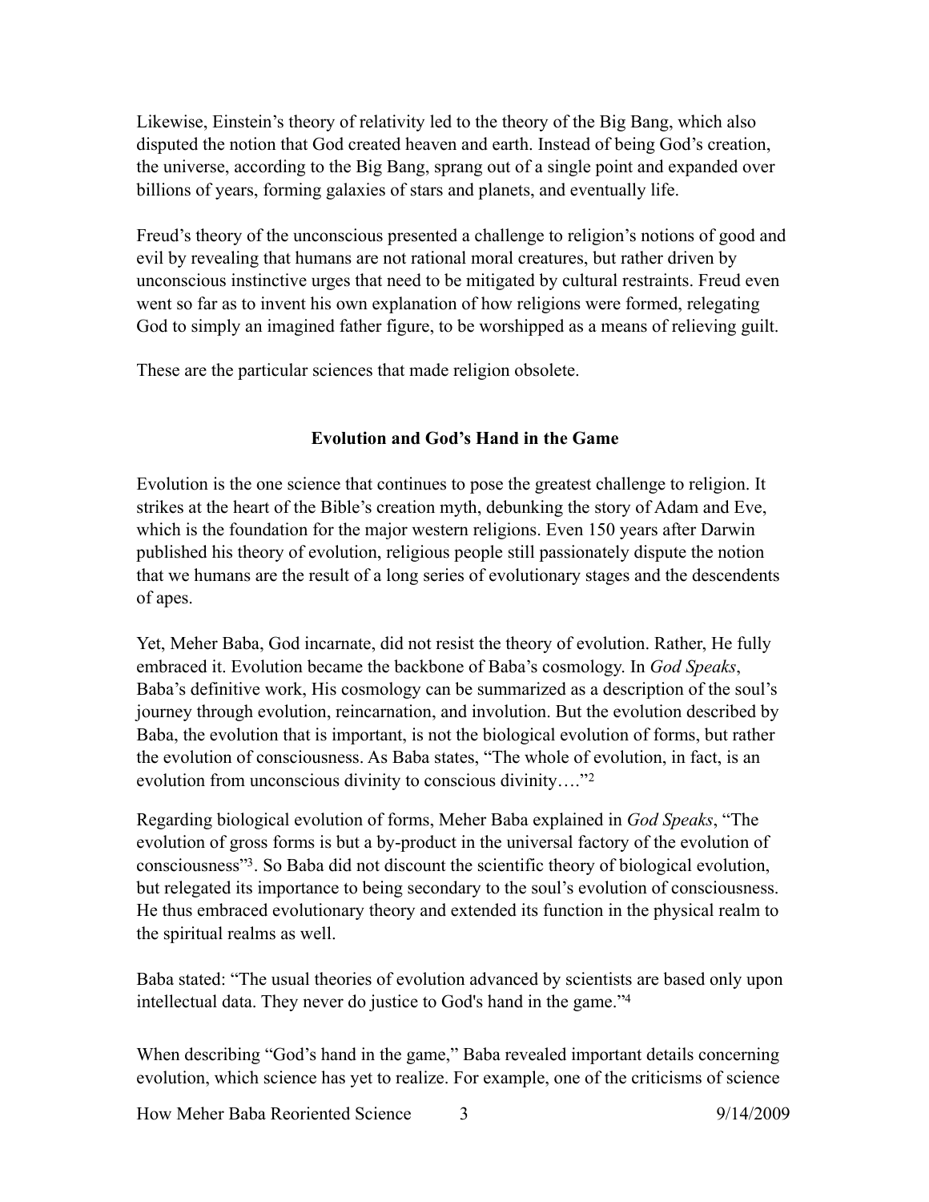Likewise, Einstein's theory of relativity led to the theory of the Big Bang, which also disputed the notion that God created heaven and earth. Instead of being God's creation, the universe, according to the Big Bang, sprang out of a single point and expanded over billions of years, forming galaxies of stars and planets, and eventually life.

Freud's theory of the unconscious presented a challenge to religion's notions of good and evil by revealing that humans are not rational moral creatures, but rather driven by unconscious instinctive urges that need to be mitigated by cultural restraints. Freud even went so far as to invent his own explanation of how religions were formed, relegating God to simply an imagined father figure, to be worshipped as a means of relieving guilt.

These are the particular sciences that made religion obsolete.

## Evolution and God's Hand in the Game

Evolution is the one science that continues to pose the greatest challenge to religion. It strikes at the heart of the Bible's creation myth, debunking the story of Adam and Eve, which is the foundation for the major western religions. Even 150 years after Darwin published his theory of evolution, religious people still passionately dispute the notion that we humans are the result of a long series of evolutionary stages and the descendents of apes.

Yet, Meher Baba, God incarnate, did not resist the theory of evolution. Rather, He fully embraced it. Evolution became the backbone of Baba's cosmology. In *God Speaks*, Baba's definitive work, His cosmology can be summarized as a description of the soul's journey through evolution, reincarnation, and involution. But the evolution described by Baba, the evolution that is important, is not the biological evolution of forms, but rather the evolution of consciousness. As Baba states, "The whole of evolution, in fact, is an evolution from unconscious divinity to conscious divinity…."[2]

Regarding biological evolution of forms, Meher Baba explained in *God Speaks*, "The evolution of gross forms is but a by-product in the universal factory of the evolution of consciousness"[3]. So Baba did not discount the scientific theory of biological evolution, but relegated its importance to being secondary to the soul's evolution of consciousness. He thus embraced evolutionary theory and extended its function in the physical realm to the spiritual realms as well.

Baba stated: "The usual theories of evolution advanced by scientists are based only upon intellectual data. They never do justice to God's hand in the game."[4]

When describing "God's hand in the game," Baba revealed important details concerning evolution, which science has yet to realize. For example, one of the criticisms of science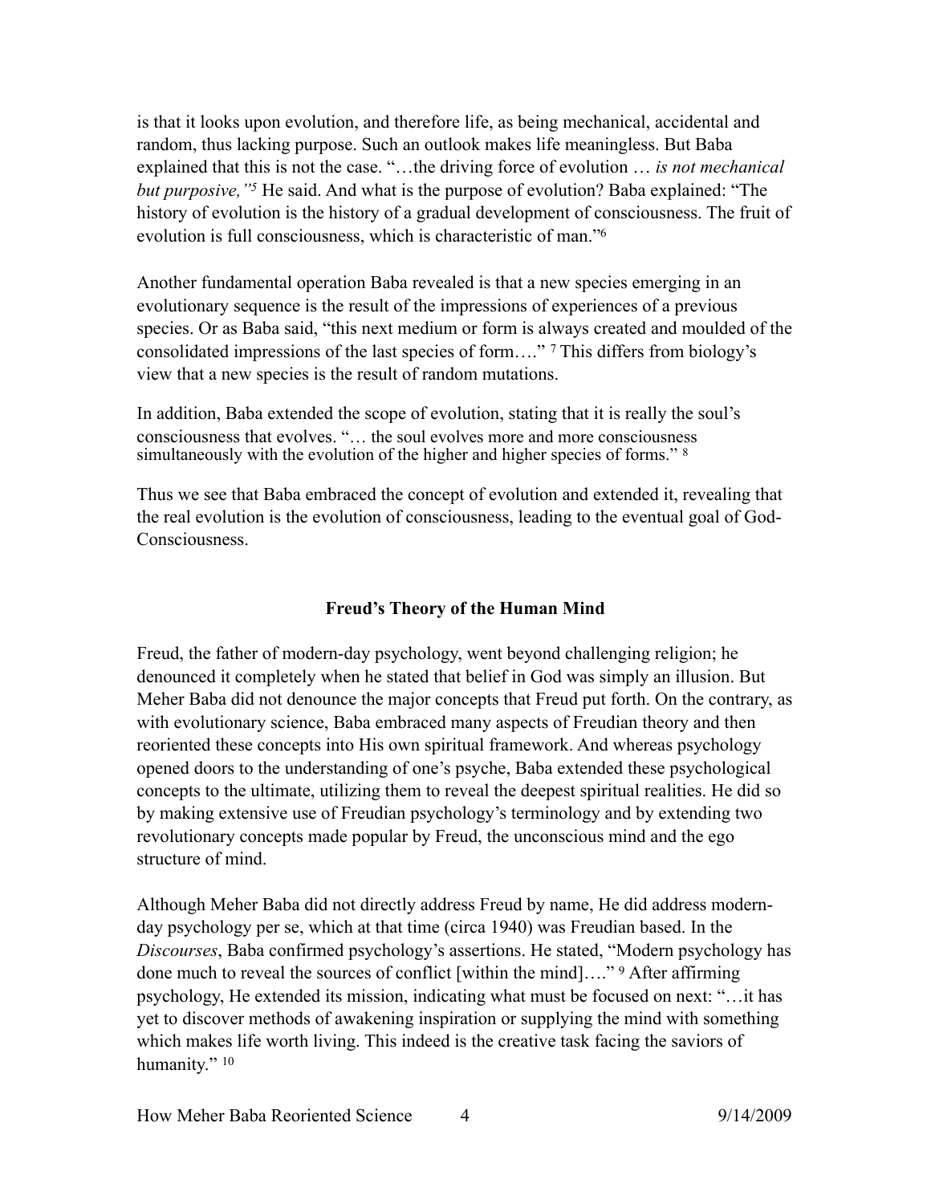is that it looks upon evolution, and therefore life, as being mechanical, accidental and random, thus lacking purpose. Such an outlook makes life meaningless. But Baba explained that this is not the case. "…the driving force of evolution … *is not mechanical but purposive,"*[5] He said. And what is the purpose of evolution? Baba explained: "The history of evolution is the history of a gradual development of consciousness. The fruit of evolution is full consciousness, which is characteristic of man."[6]

Another fundamental operation Baba revealed is that a new species emerging in an evolutionary sequence is the result of the impressions of experiences of a previous species. Or as Baba said, "this next medium or form is always created and moulded of the consolidated impressions of the last species of form…." [7] This differs from biology's view that a new species is the result of random mutations.

In addition, Baba extended the scope of evolution, stating that it is really the soul's consciousness that evolves. "… the soul evolves more and more consciousness simultaneously with the evolution of the higher and higher species of forms." [8]

Thus we see that Baba embraced the concept of evolution and extended it, revealing that the real evolution is the evolution of consciousness, leading to the eventual goal of God-Consciousness.

## Freud's Theory of the Human Mind

Freud, the father of modern-day psychology, went beyond challenging religion; he denounced it completely when he stated that belief in God was simply an illusion. But Meher Baba did not denounce the major concepts that Freud put forth. On the contrary, as with evolutionary science, Baba embraced many aspects of Freudian theory and then reoriented these concepts into His own spiritual framework. And whereas psychology opened doors to the understanding of one's psyche, Baba extended these psychological concepts to the ultimate, utilizing them to reveal the deepest spiritual realities. He did so by making extensive use of Freudian psychology's terminology and by extending two revolutionary concepts made popular by Freud, the unconscious mind and the ego structure of mind.

Although Meher Baba did not directly address Freud by name, He did address modern-day psychology per se, which at that time (circa 1940) was Freudian based. In the *Discourses*, Baba confirmed psychology's assertions. He stated, "Modern psychology has done much to reveal the sources of conflict [within the mind]…." [9] After affirming psychology, He extended its mission, indicating what must be focused on next: "…it has yet to discover methods of awakening inspiration or supplying the mind with something which makes life worth living. This indeed is the creative task facing the saviors of humanity." [10]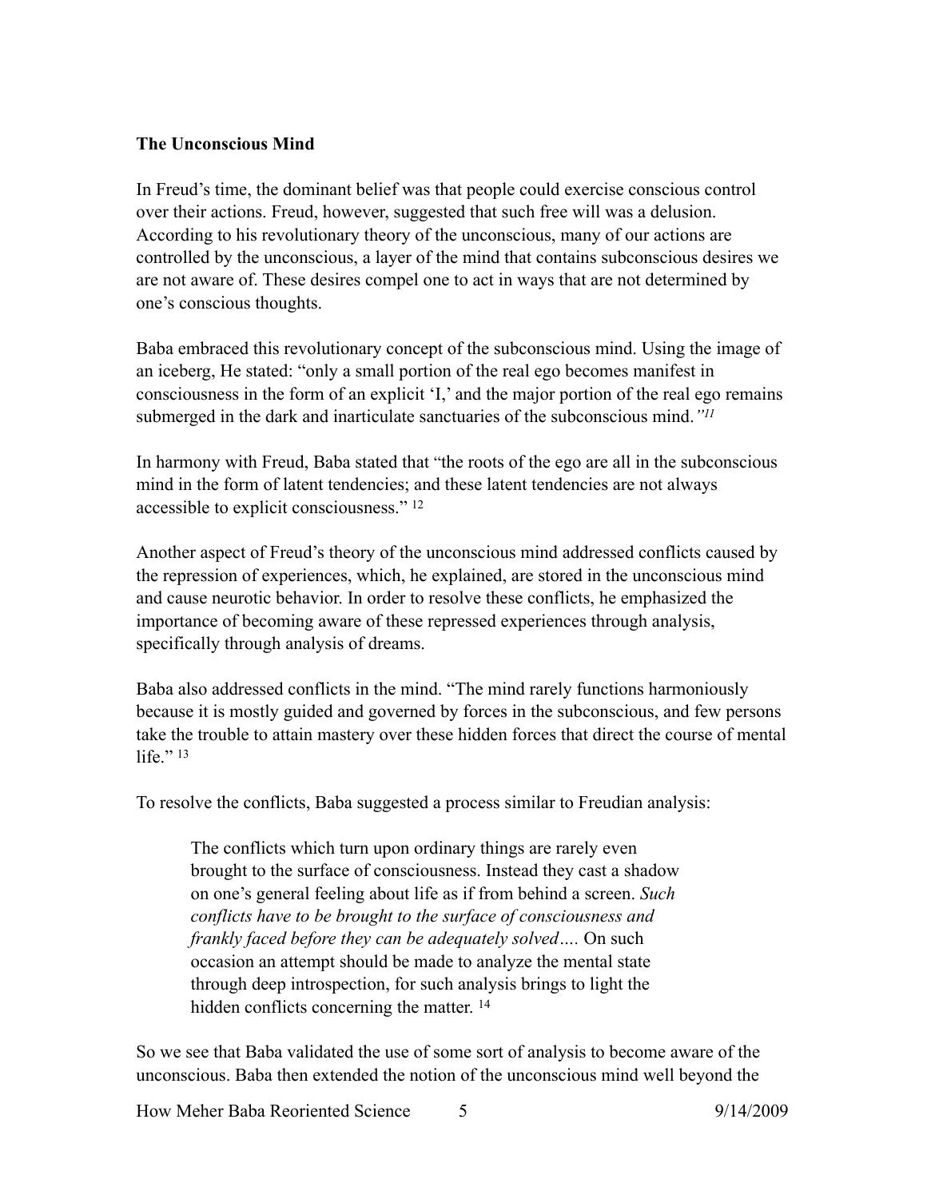**The Unconscious Mind**

In Freud's time, the dominant belief was that people could exercise conscious control over their actions. Freud, however, suggested that such free will was a delusion. According to his revolutionary theory of the unconscious, many of our actions are controlled by the unconscious, a layer of the mind that contains subconscious desires we are not aware of. These desires compel one to act in ways that are not determined by one's conscious thoughts.

Baba embraced this revolutionary concept of the subconscious mind. Using the image of an iceberg, He stated: "only a small portion of the real ego becomes manifest in consciousness in the form of an explicit 'I,' and the major portion of the real ego remains submerged in the dark and inarticulate sanctuaries of the subconscious mind.*"*[11]

In harmony with Freud, Baba stated that "the roots of the ego are all in the subconscious mind in the form of latent tendencies; and these latent tendencies are not always accessible to explicit consciousness." [12]

Another aspect of Freud's theory of the unconscious mind addressed conflicts caused by the repression of experiences, which, he explained, are stored in the unconscious mind and cause neurotic behavior. In order to resolve these conflicts, he emphasized the importance of becoming aware of these repressed experiences through analysis, specifically through analysis of dreams.

Baba also addressed conflicts in the mind. "The mind rarely functions harmoniously because it is mostly guided and governed by forces in the subconscious, and few persons take the trouble to attain mastery over these hidden forces that direct the course of mental life." [13]

To resolve the conflicts, Baba suggested a process similar to Freudian analysis:

> The conflicts which turn upon ordinary things are rarely even brought to the surface of consciousness. Instead they cast a shadow on one's general feeling about life as if from behind a screen. *Such conflicts have to be brought to the surface of consciousness and frankly faced before they can be adequately solved….* On such occasion an attempt should be made to analyze the mental state through deep introspection, for such analysis brings to light the hidden conflicts concerning the matter. [14]

So we see that Baba validated the use of some sort of analysis to become aware of the unconscious. Baba then extended the notion of the unconscious mind well beyond the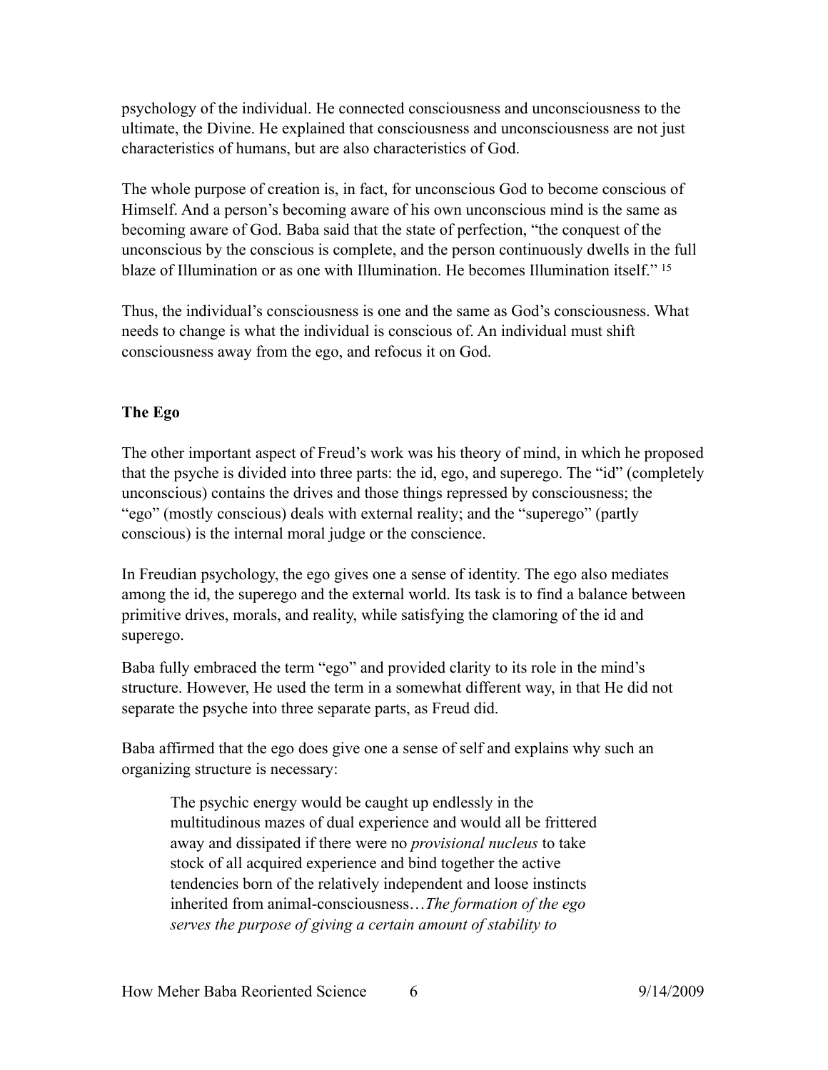psychology of the individual. He connected consciousness and unconsciousness to the ultimate, the Divine. He explained that consciousness and unconsciousness are not just characteristics of humans, but are also characteristics of God.

The whole purpose of creation is, in fact, for unconscious God to become conscious of Himself. And a person's becoming aware of his own unconscious mind is the same as becoming aware of God. Baba said that the state of perfection, "the conquest of the unconscious by the conscious is complete, and the person continuously dwells in the full blaze of Illumination or as one with Illumination. He becomes Illumination itself." [15]

Thus, the individual's consciousness is one and the same as God's consciousness. What needs to change is what the individual is conscious of. An individual must shift consciousness away from the ego, and refocus it on God.

**The Ego**

The other important aspect of Freud's work was his theory of mind, in which he proposed that the psyche is divided into three parts: the id, ego, and superego. The "id" (completely unconscious) contains the drives and those things repressed by consciousness; the "ego" (mostly conscious) deals with external reality; and the "superego" (partly conscious) is the internal moral judge or the conscience.

In Freudian psychology, the ego gives one a sense of identity. The ego also mediates among the id, the superego and the external world. Its task is to find a balance between primitive drives, morals, and reality, while satisfying the clamoring of the id and superego.

Baba fully embraced the term "ego" and provided clarity to its role in the mind's structure. However, He used the term in a somewhat different way, in that He did not separate the psyche into three separate parts, as Freud did.

Baba affirmed that the ego does give one a sense of self and explains why such an organizing structure is necessary:

> The psychic energy would be caught up endlessly in the multitudinous mazes of dual experience and would all be frittered away and dissipated if there were no *provisional nucleus* to take stock of all acquired experience and bind together the active tendencies born of the relatively independent and loose instincts inherited from animal-consciousness…*The formation of the ego serves the purpose of giving a certain amount of stability to*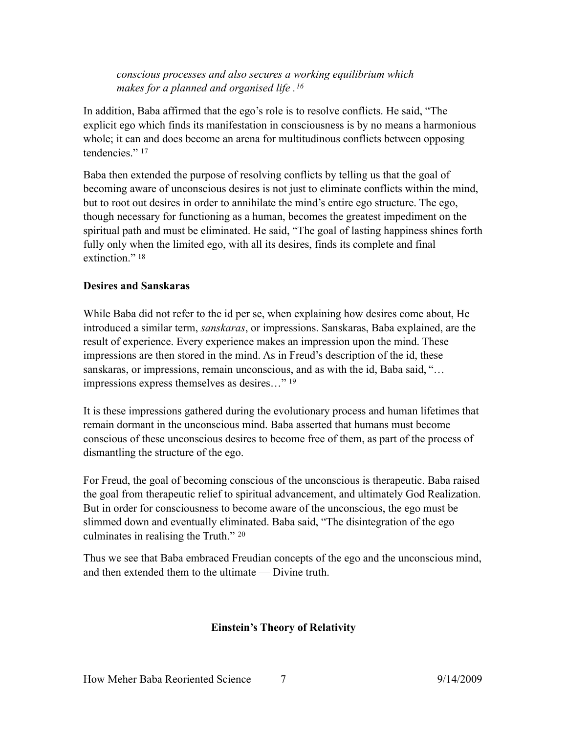> *conscious processes and also secures a working equilibrium which makes for a planned and organised life .*[16]

In addition, Baba affirmed that the ego's role is to resolve conflicts. He said, "The explicit ego which finds its manifestation in consciousness is by no means a harmonious whole; it can and does become an arena for multitudinous conflicts between opposing tendencies." [17]

Baba then extended the purpose of resolving conflicts by telling us that the goal of becoming aware of unconscious desires is not just to eliminate conflicts within the mind, but to root out desires in order to annihilate the mind's entire ego structure. The ego, though necessary for functioning as a human, becomes the greatest impediment on the spiritual path and must be eliminated. He said, "The goal of lasting happiness shines forth fully only when the limited ego, with all its desires, finds its complete and final extinction." [18]

**Desires and Sanskaras**

While Baba did not refer to the id per se, when explaining how desires come about, He introduced a similar term, *sanskaras*, or impressions. Sanskaras, Baba explained, are the result of experience. Every experience makes an impression upon the mind. These impressions are then stored in the mind. As in Freud's description of the id, these sanskaras, or impressions, remain unconscious, and as with the id, Baba said, "… impressions express themselves as desires…" [19]

It is these impressions gathered during the evolutionary process and human lifetimes that remain dormant in the unconscious mind. Baba asserted that humans must become conscious of these unconscious desires to become free of them, as part of the process of dismantling the structure of the ego.

For Freud, the goal of becoming conscious of the unconscious is therapeutic. Baba raised the goal from therapeutic relief to spiritual advancement, and ultimately God Realization. But in order for consciousness to become aware of the unconscious, the ego must be slimmed down and eventually eliminated. Baba said, "The disintegration of the ego culminates in realising the Truth." [20]

Thus we see that Baba embraced Freudian concepts of the ego and the unconscious mind, and then extended them to the ultimate — Divine truth.

## Einstein's Theory of Relativity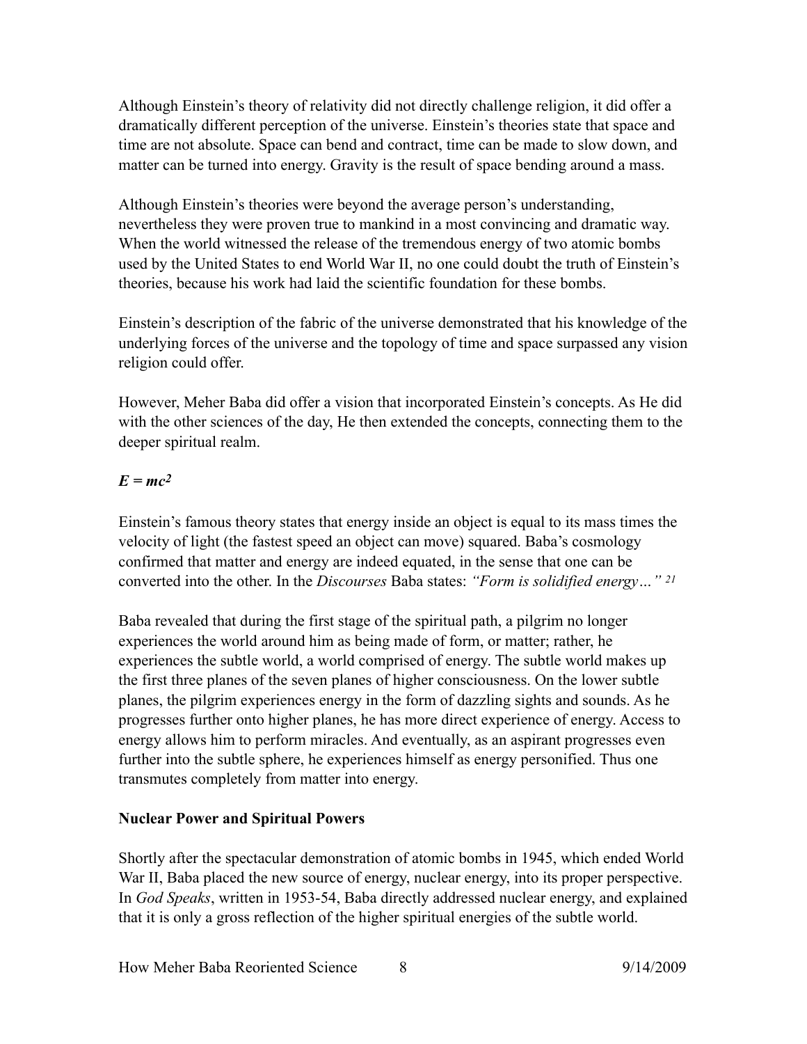Although Einstein's theory of relativity did not directly challenge religion, it did offer a dramatically different perception of the universe. Einstein's theories state that space and time are not absolute. Space can bend and contract, time can be made to slow down, and matter can be turned into energy. Gravity is the result of space bending around a mass.

Although Einstein's theories were beyond the average person's understanding, nevertheless they were proven true to mankind in a most convincing and dramatic way. When the world witnessed the release of the tremendous energy of two atomic bombs used by the United States to end World War II, no one could doubt the truth of Einstein's theories, because his work had laid the scientific foundation for these bombs.

Einstein's description of the fabric of the universe demonstrated that his knowledge of the underlying forces of the universe and the topology of time and space surpassed any vision religion could offer.

However, Meher Baba did offer a vision that incorporated Einstein's concepts. As He did with the other sciences of the day, He then extended the concepts, connecting them to the deeper spiritual realm.

### $E = mc^2$

Einstein's famous theory states that energy inside an object is equal to its mass times the velocity of light (the fastest speed an object can move) squared. Baba's cosmology confirmed that matter and energy are indeed equated, in the sense that one can be converted into the other. In the *Discourses* Baba states: *"Form is solidified energy…"* [21]

Baba revealed that during the first stage of the spiritual path, a pilgrim no longer experiences the world around him as being made of form, or matter; rather, he experiences the subtle world, a world comprised of energy. The subtle world makes up the first three planes of the seven planes of higher consciousness. On the lower subtle planes, the pilgrim experiences energy in the form of dazzling sights and sounds. As he progresses further onto higher planes, he has more direct experience of energy. Access to energy allows him to perform miracles. And eventually, as an aspirant progresses even further into the subtle sphere, he experiences himself as energy personified. Thus one transmutes completely from matter into energy.

### Nuclear Power and Spiritual Powers

Shortly after the spectacular demonstration of atomic bombs in 1945, which ended World War II, Baba placed the new source of energy, nuclear energy, into its proper perspective. In *God Speaks*, written in 1953-54, Baba directly addressed nuclear energy, and explained that it is only a gross reflection of the higher spiritual energies of the subtle world.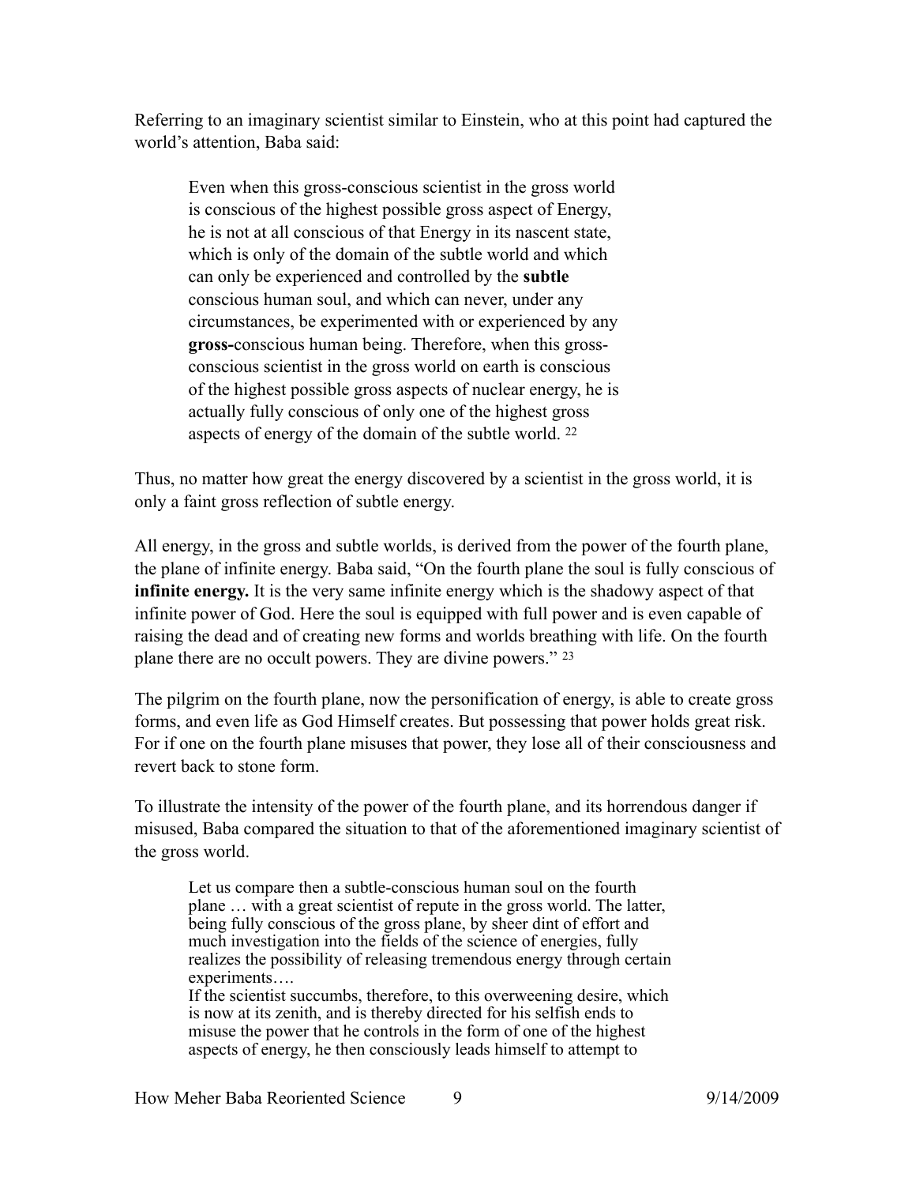Referring to an imaginary scientist similar to Einstein, who at this point had captured the world's attention, Baba said:

> Even when this gross-conscious scientist in the gross world is conscious of the highest possible gross aspect of Energy, he is not at all conscious of that Energy in its nascent state, which is only of the domain of the subtle world and which can only be experienced and controlled by the **subtle** conscious human soul, and which can never, under any circumstances, be experimented with or experienced by any **gross-**conscious human being. Therefore, when this gross-conscious scientist in the gross world on earth is conscious of the highest possible gross aspects of nuclear energy, he is actually fully conscious of only one of the highest gross aspects of energy of the domain of the subtle world. [22]

Thus, no matter how great the energy discovered by a scientist in the gross world, it is only a faint gross reflection of subtle energy.

All energy, in the gross and subtle worlds, is derived from the power of the fourth plane, the plane of infinite energy. Baba said, "On the fourth plane the soul is fully conscious of **infinite energy.** It is the very same infinite energy which is the shadowy aspect of that infinite power of God. Here the soul is equipped with full power and is even capable of raising the dead and of creating new forms and worlds breathing with life. On the fourth plane there are no occult powers. They are divine powers." [23]

The pilgrim on the fourth plane, now the personification of energy, is able to create gross forms, and even life as God Himself creates. But possessing that power holds great risk. For if one on the fourth plane misuses that power, they lose all of their consciousness and revert back to stone form.

To illustrate the intensity of the power of the fourth plane, and its horrendous danger if misused, Baba compared the situation to that of the aforementioned imaginary scientist of the gross world.

> Let us compare then a subtle-conscious human soul on the fourth plane … with a great scientist of repute in the gross world. The latter, being fully conscious of the gross plane, by sheer dint of effort and much investigation into the fields of the science of energies, fully realizes the possibility of releasing tremendous energy through certain experiments….
>
> If the scientist succumbs, therefore, to this overweening desire, which is now at its zenith, and is thereby directed for his selfish ends to misuse the power that he controls in the form of one of the highest aspects of energy, he then consciously leads himself to attempt to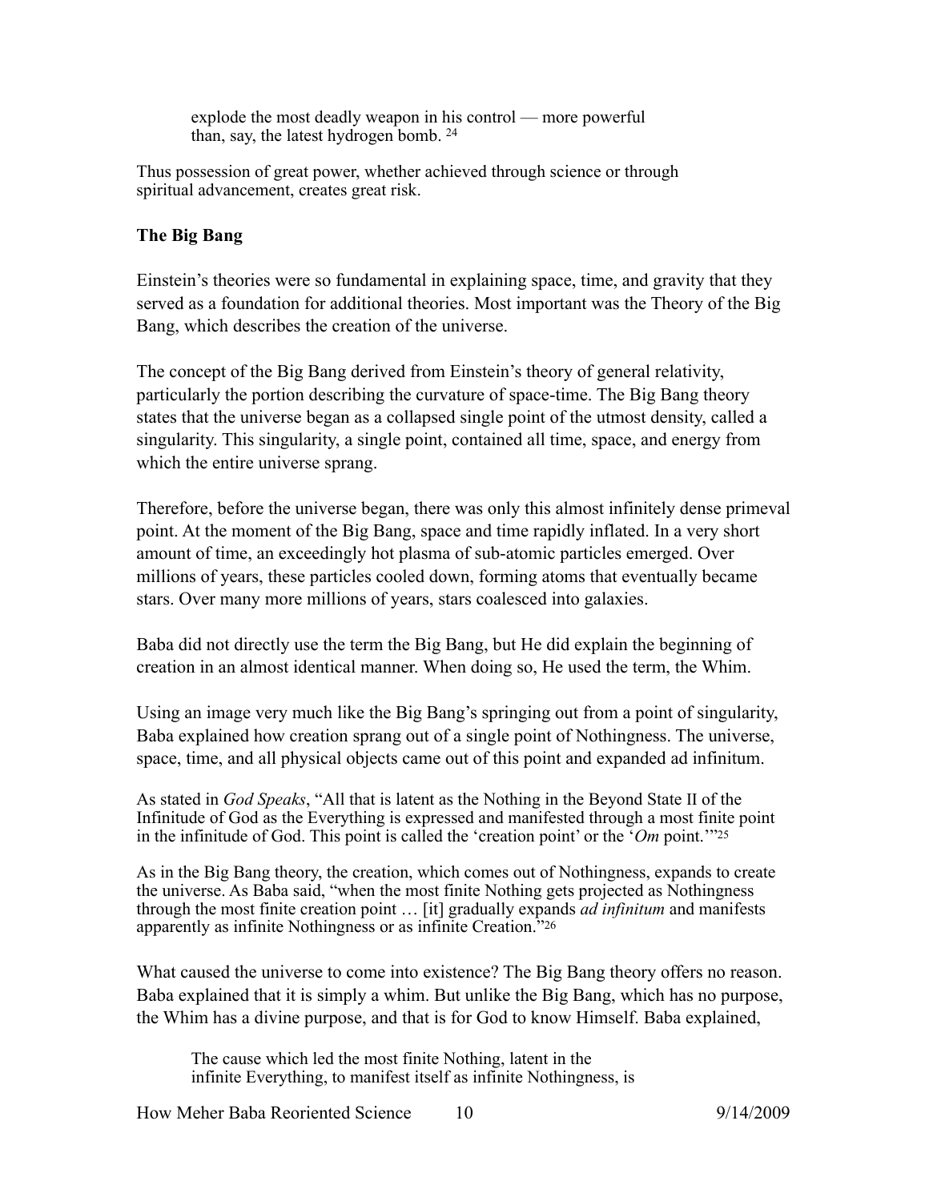> explode the most deadly weapon in his control — more powerful than, say, the latest hydrogen bomb. [24]

Thus possession of great power, whether achieved through science or through spiritual advancement, creates great risk.

**The Big Bang**

Einstein's theories were so fundamental in explaining space, time, and gravity that they served as a foundation for additional theories. Most important was the Theory of the Big Bang, which describes the creation of the universe.

The concept of the Big Bang derived from Einstein's theory of general relativity, particularly the portion describing the curvature of space-time. The Big Bang theory states that the universe began as a collapsed single point of the utmost density, called a singularity. This singularity, a single point, contained all time, space, and energy from which the entire universe sprang.

Therefore, before the universe began, there was only this almost infinitely dense primeval point. At the moment of the Big Bang, space and time rapidly inflated. In a very short amount of time, an exceedingly hot plasma of sub-atomic particles emerged. Over millions of years, these particles cooled down, forming atoms that eventually became stars. Over many more millions of years, stars coalesced into galaxies.

Baba did not directly use the term the Big Bang, but He did explain the beginning of creation in an almost identical manner. When doing so, He used the term, the Whim.

Using an image very much like the Big Bang's springing out from a point of singularity, Baba explained how creation sprang out of a single point of Nothingness. The universe, space, time, and all physical objects came out of this point and expanded ad infinitum.

As stated in *God Speaks*, "All that is latent as the Nothing in the Beyond State II of the Infinitude of God as the Everything is expressed and manifested through a most finite point in the infinitude of God. This point is called the 'creation point' or the '*Om* point.'"[25]

As in the Big Bang theory, the creation, which comes out of Nothingness, expands to create the universe. As Baba said, "when the most finite Nothing gets projected as Nothingness through the most finite creation point … [it] gradually expands *ad infinitum* and manifests apparently as infinite Nothingness or as infinite Creation."[26]

What caused the universe to come into existence? The Big Bang theory offers no reason. Baba explained that it is simply a whim. But unlike the Big Bang, which has no purpose, the Whim has a divine purpose, and that is for God to know Himself. Baba explained,

> The cause which led the most finite Nothing, latent in the infinite Everything, to manifest itself as infinite Nothingness, is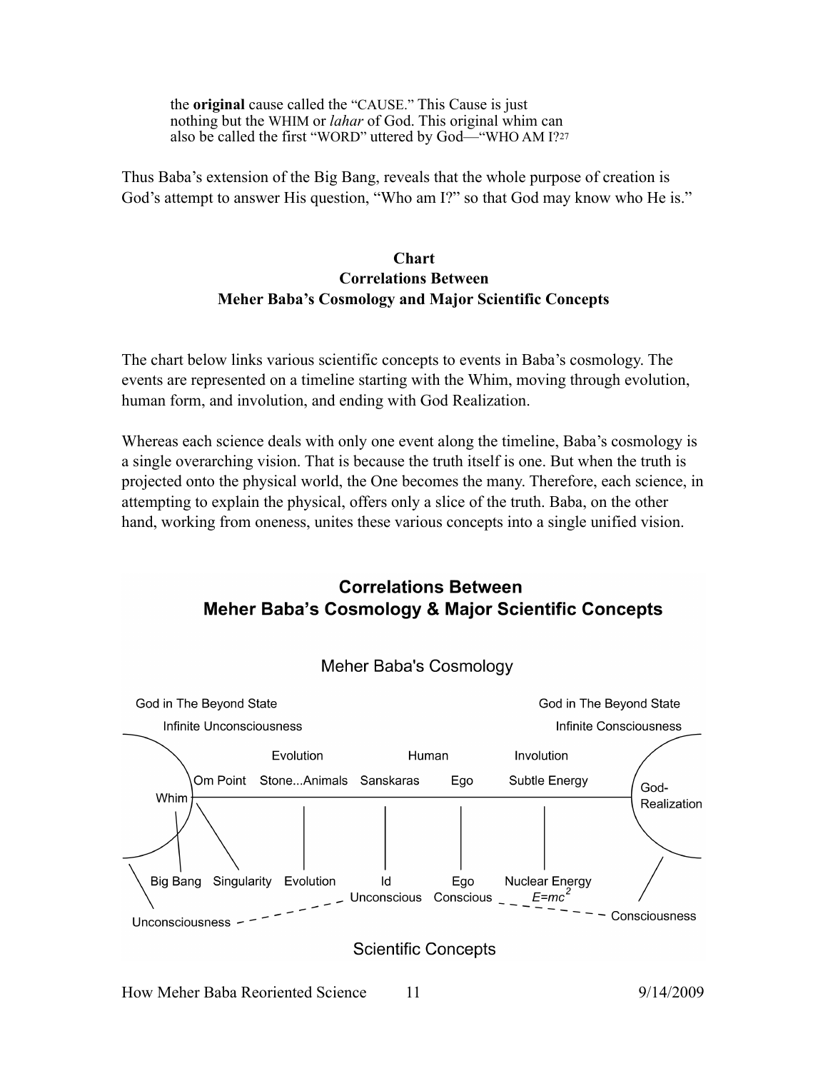> the **original** cause called the "CAUSE." This Cause is just nothing but the WHIM or *lahar* of God. This original whim can also be called the first "WORD" uttered by God—"WHO AM I?[27]

Thus Baba's extension of the Big Bang, reveals that the whole purpose of creation is God's attempt to answer His question, "Who am I?" so that God may know who He is."

### Chart
### Correlations Between
### Meher Baba's Cosmology and Major Scientific Concepts

The chart below links various scientific concepts to events in Baba's cosmology. The events are represented on a timeline starting with the Whim, moving through evolution, human form, and involution, and ending with God Realization.

Whereas each science deals with only one event along the timeline, Baba's cosmology is a single overarching vision. That is because the truth itself is one. But when the truth is projected onto the physical world, the One becomes the many. Therefore, each science, in attempting to explain the physical, offers only a slice of the truth. Baba, on the other hand, working from oneness, unites these various concepts into a single unified vision.

**Correlations Between Meher Baba's Cosmology & Major Scientific Concepts**

Meher Baba's Cosmology

God in The Beyond State — Infinite Unconsciousness

God in The Beyond State — Infinite Consciousness

| | | Evolution | Human | | Involution | |
|---|---|---|---|---|---|---|
| Whim | Om Point | Stone...Animals | Sanskaras | Ego | Subtle Energy | God-Realization |
| Big Bang | Singularity | Evolution | Id Unconscious | Ego Conscious | Nuclear Energy $E=mc^2$ | |

Unconsciousness - - - - - - Consciousness

Scientific Concepts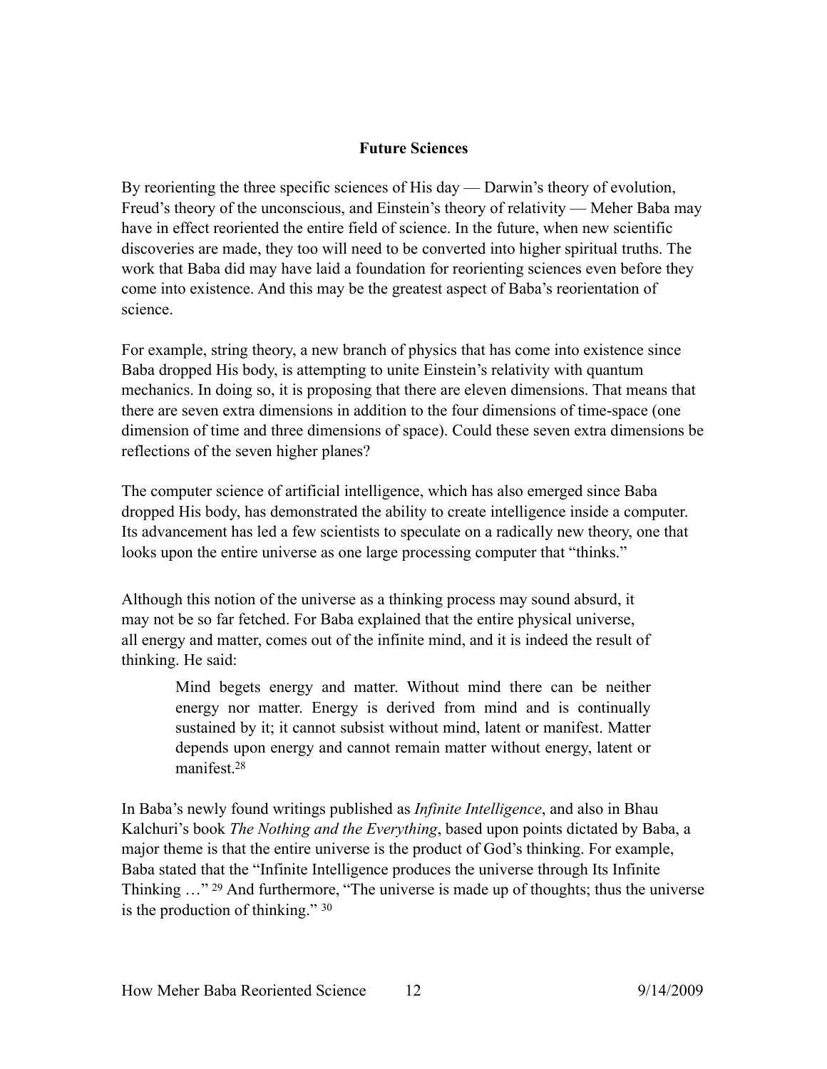## Future Sciences

By reorienting the three specific sciences of His day — Darwin's theory of evolution, Freud's theory of the unconscious, and Einstein's theory of relativity — Meher Baba may have in effect reoriented the entire field of science. In the future, when new scientific discoveries are made, they too will need to be converted into higher spiritual truths. The work that Baba did may have laid a foundation for reorienting sciences even before they come into existence. And this may be the greatest aspect of Baba's reorientation of science.

For example, string theory, a new branch of physics that has come into existence since Baba dropped His body, is attempting to unite Einstein's relativity with quantum mechanics. In doing so, it is proposing that there are eleven dimensions. That means that there are seven extra dimensions in addition to the four dimensions of time-space (one dimension of time and three dimensions of space). Could these seven extra dimensions be reflections of the seven higher planes?

The computer science of artificial intelligence, which has also emerged since Baba dropped His body, has demonstrated the ability to create intelligence inside a computer. Its advancement has led a few scientists to speculate on a radically new theory, one that looks upon the entire universe as one large processing computer that "thinks."

Although this notion of the universe as a thinking process may sound absurd, it may not be so far fetched. For Baba explained that the entire physical universe, all energy and matter, comes out of the infinite mind, and it is indeed the result of thinking. He said:

> Mind begets energy and matter. Without mind there can be neither energy nor matter. Energy is derived from mind and is continually sustained by it; it cannot subsist without mind, latent or manifest. Matter depends upon energy and cannot remain matter without energy, latent or manifest.[28]

In Baba's newly found writings published as *Infinite Intelligence*, and also in Bhau Kalchuri's book *The Nothing and the Everything*, based upon points dictated by Baba, a major theme is that the entire universe is the product of God's thinking. For example, Baba stated that the "Infinite Intelligence produces the universe through Its Infinite Thinking …" [29] And furthermore, "The universe is made up of thoughts; thus the universe is the production of thinking." [30]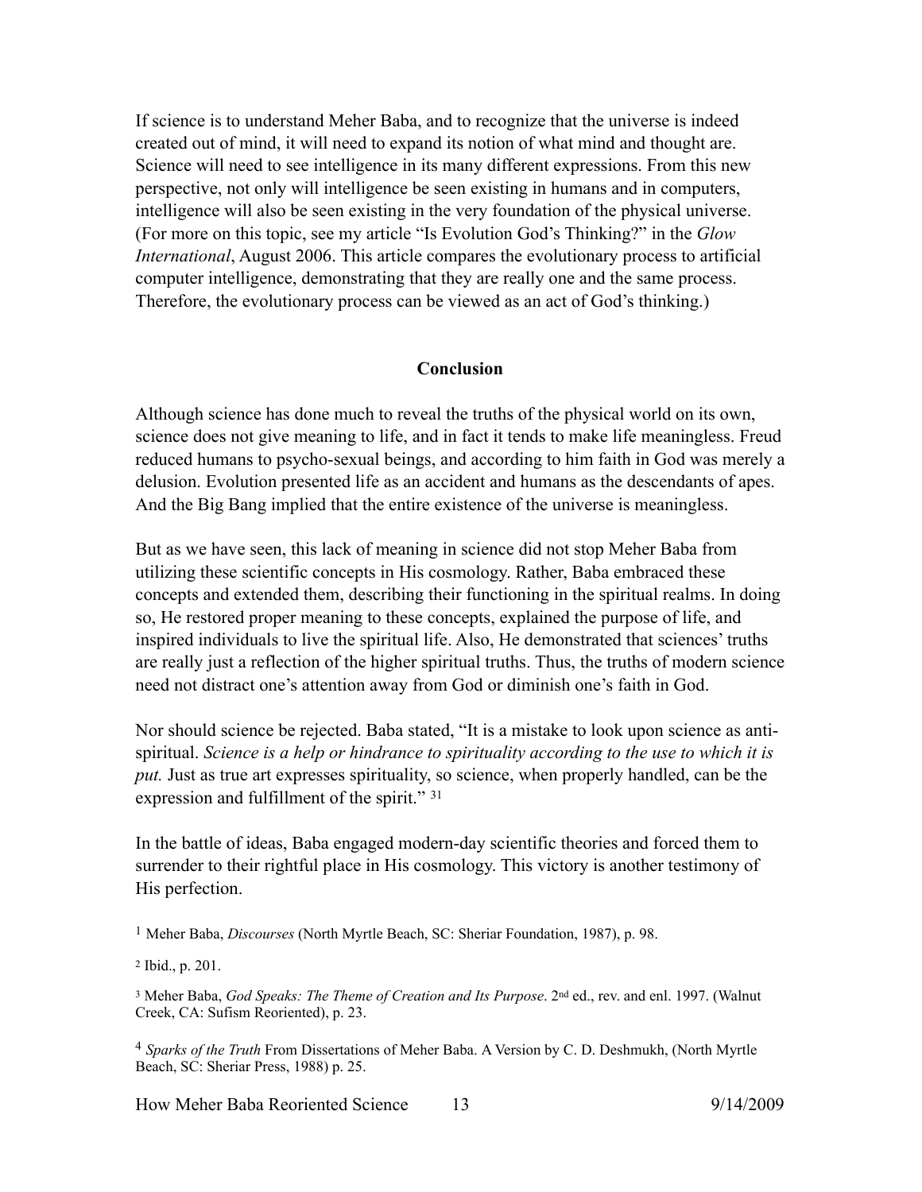If science is to understand Meher Baba, and to recognize that the universe is indeed created out of mind, it will need to expand its notion of what mind and thought are. Science will need to see intelligence in its many different expressions. From this new perspective, not only will intelligence be seen existing in humans and in computers, intelligence will also be seen existing in the very foundation of the physical universe. (For more on this topic, see my article "Is Evolution God's Thinking?" in the *Glow International*, August 2006. This article compares the evolutionary process to artificial computer intelligence, demonstrating that they are really one and the same process. Therefore, the evolutionary process can be viewed as an act of God's thinking.)

**Conclusion**

Although science has done much to reveal the truths of the physical world on its own, science does not give meaning to life, and in fact it tends to make life meaningless. Freud reduced humans to psycho-sexual beings, and according to him faith in God was merely a delusion. Evolution presented life as an accident and humans as the descendants of apes. And the Big Bang implied that the entire existence of the universe is meaningless.

But as we have seen, this lack of meaning in science did not stop Meher Baba from utilizing these scientific concepts in His cosmology. Rather, Baba embraced these concepts and extended them, describing their functioning in the spiritual realms. In doing so, He restored proper meaning to these concepts, explained the purpose of life, and inspired individuals to live the spiritual life. Also, He demonstrated that sciences' truths are really just a reflection of the higher spiritual truths. Thus, the truths of modern science need not distract one's attention away from God or diminish one's faith in God.

Nor should science be rejected. Baba stated, "It is a mistake to look upon science as anti-spiritual. *Science is a help or hindrance to spirituality according to the use to which it is put.* Just as true art expresses spirituality, so science, when properly handled, can be the expression and fulfillment of the spirit." [31]

In the battle of ideas, Baba engaged modern-day scientific theories and forced them to surrender to their rightful place in His cosmology. This victory is another testimony of His perfection.

[1] Meher Baba, *Discourses* (North Myrtle Beach, SC: Sheriar Foundation, 1987), p. 98.

[2] Ibid., p. 201.

[3] Meher Baba, *God Speaks: The Theme of Creation and Its Purpose*. 2nd ed., rev. and enl. 1997. (Walnut Creek, CA: Sufism Reoriented), p. 23.

[4] *Sparks of the Truth* From Dissertations of Meher Baba. A Version by C. D. Deshmukh, (North Myrtle Beach, SC: Sheriar Press, 1988) p. 25.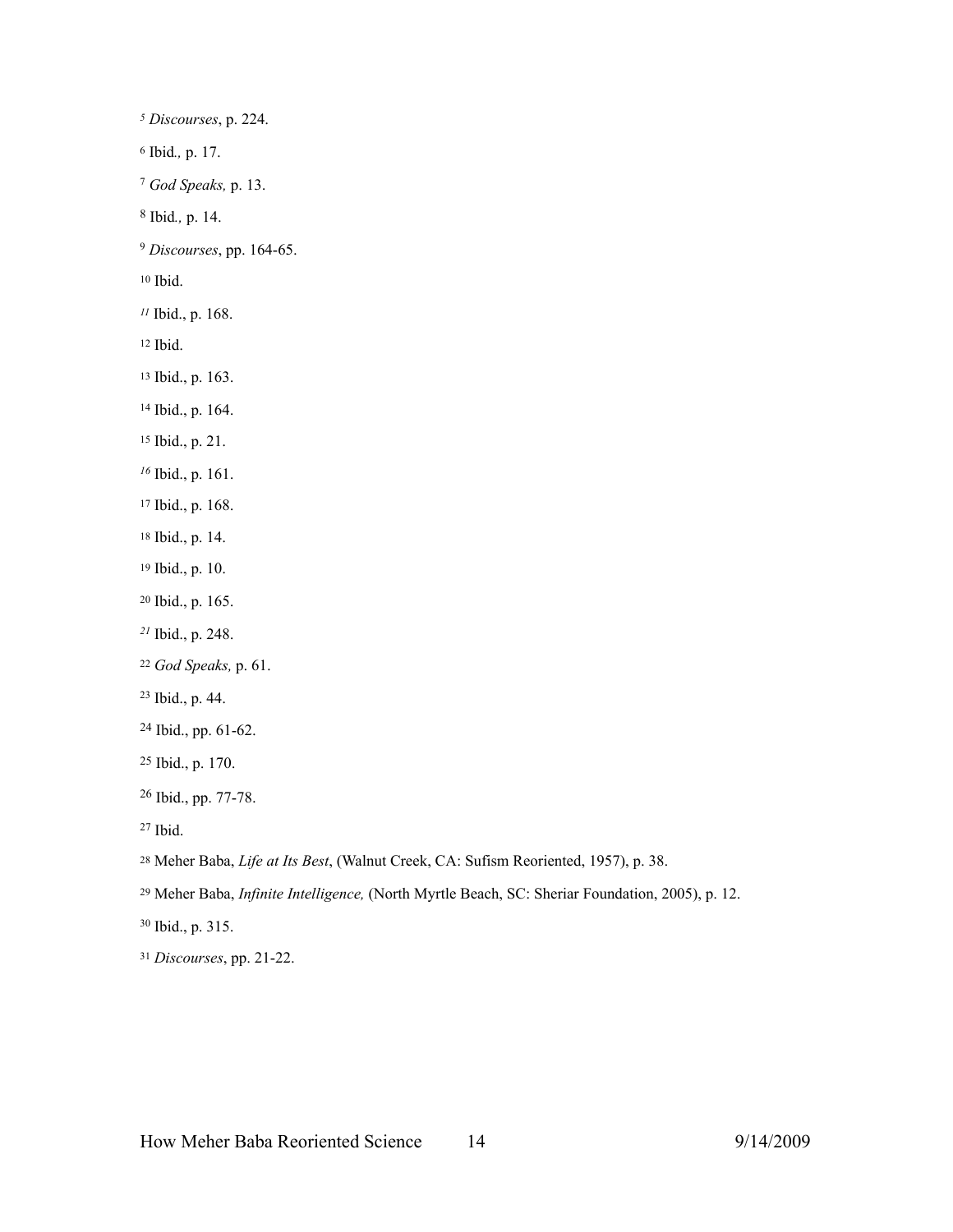[5] *Discourses*, p. 224.

[6] Ibid*.,* p. 17.

[7] *God Speaks,* p. 13.

[8] Ibid*.,* p. 14.

[9] *Discourses*, pp. 164-65.

[10] Ibid.

[11] Ibid., p. 168.

[12] Ibid.

[13] Ibid., p. 163.

[14] Ibid., p. 164.

[15] Ibid., p. 21.

[16] Ibid., p. 161.

[17] Ibid., p. 168.

[18] Ibid., p. 14.

[19] Ibid., p. 10.

[20] Ibid., p. 165.

[21] Ibid., p. 248.

[22] *God Speaks,* p. 61.

[23] Ibid., p. 44.

[24] Ibid., pp. 61-62.

[25] Ibid., p. 170.

[26] Ibid., pp. 77-78.

[27] Ibid.

[28] Meher Baba, *Life at Its Best*, (Walnut Creek, CA: Sufism Reoriented, 1957), p. 38.

[29] Meher Baba, *Infinite Intelligence,* (North Myrtle Beach, SC: Sheriar Foundation, 2005), p. 12.

[30] Ibid., p. 315.

[31] *Discourses*, pp. 21-22.